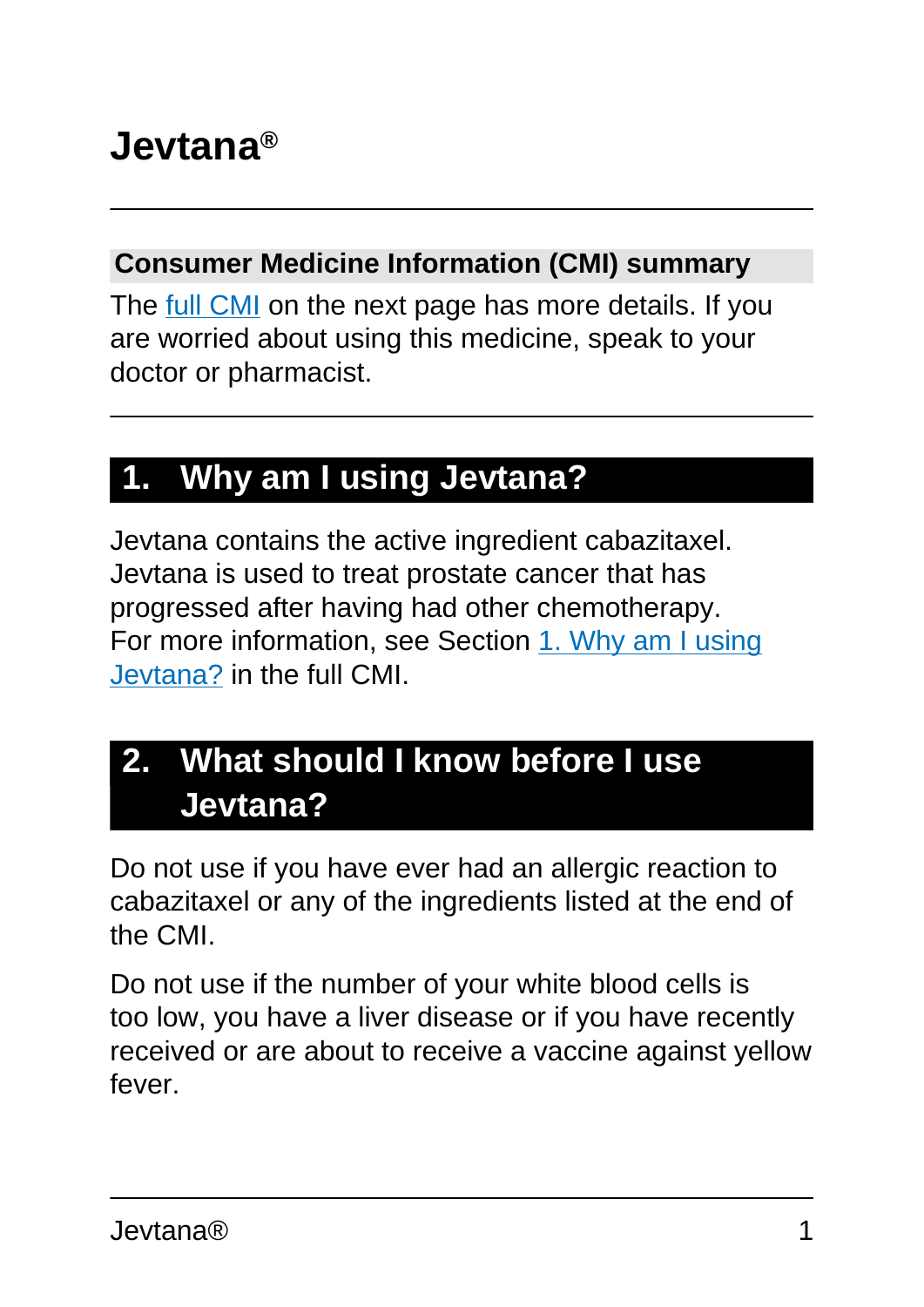# Jevtana®

## Consumer Medicine Information (CMI) summary

The full CMI on the next page has more details. If you are worried about using this medicine, speak to your doctor or pharmacist.

## 1. Why am I using Jevtana?

Jevtana contains the active ingredient cabazitaxel. Jevtana is used to treat prostate cancer that has progressed after having had other chemotherapy. For more information, see Section 1. Why am I using Jevtana? in the full CMI.

## 2. What should I know before I use Jevtana?

Do not use if you have ever had an allergic reaction to cabazitaxel or any of the ingredients listed at the end of the CMI.

Do not use if the number of your white blood cells is too low, you have a liver disease or if you have recently received or are about to receive a vaccine against yellow fever.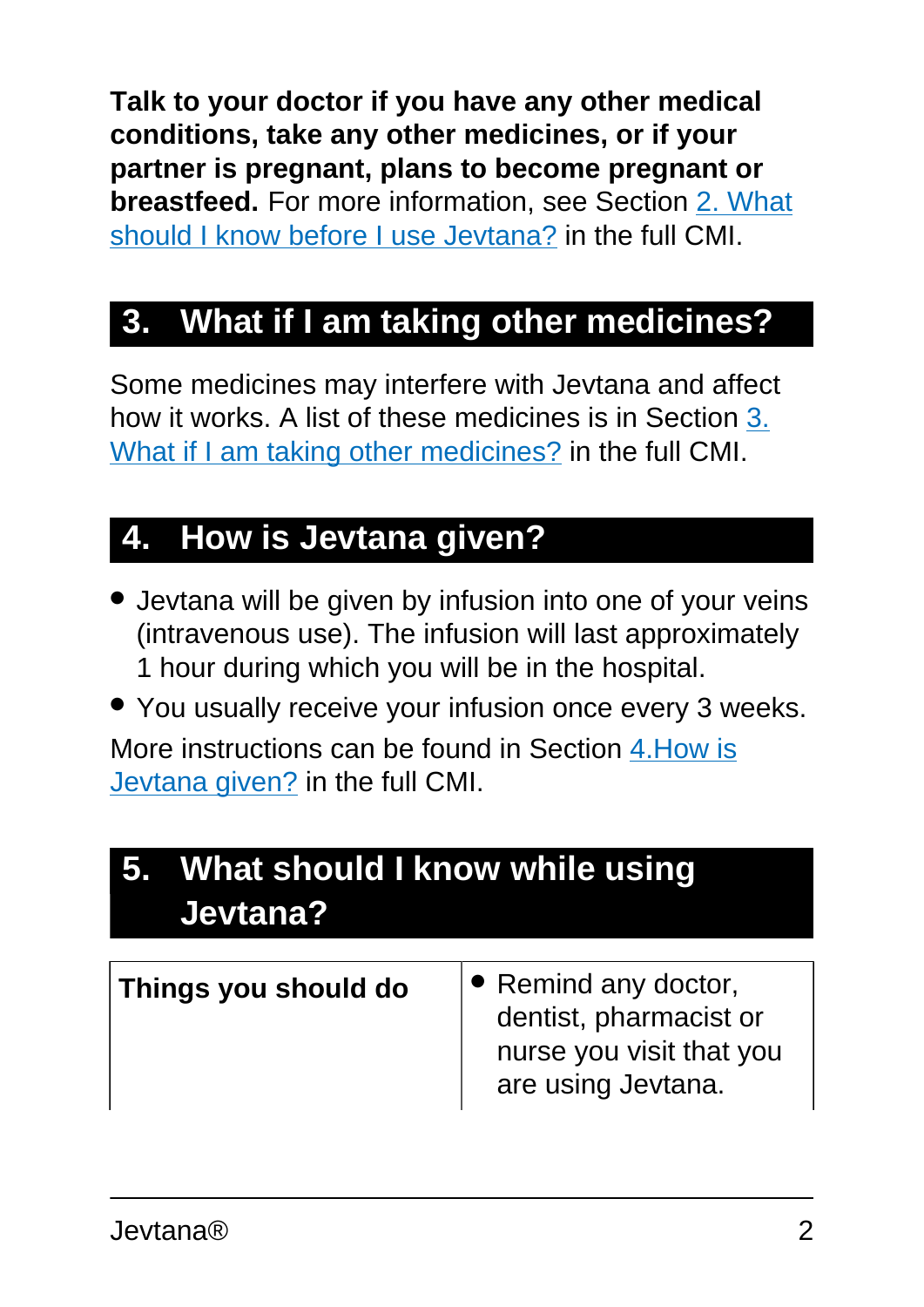**Talk to your doctor if you have any other medical conditions, take any other medicines, or if your partner is pregnant, plans to become pregnant or breastfeed.** For more information, see Section [2. What should I know before I use Jevtana?]() in the full CMI.

## 3. What if I am taking other medicines?

Some medicines may interfere with Jevtana and affect how it works. A list of these medicines is in Section [3. What if I am taking other medicines?]() in the full CMI.

## 4. How is Jevtana given?

- Jevtana will be given by infusion into one of your veins (intravenous use). The infusion will last approximately 1 hour during which you will be in the hospital.
- You usually receive your infusion once every 3 weeks.

More instructions can be found in Section [4.How is Jevtana given?]() in the full CMI.

## 5. What should I know while using Jevtana?

| **Things you should do** | • Remind any doctor, dentist, pharmacist or nurse you visit that you are using Jevtana. |
|---|---|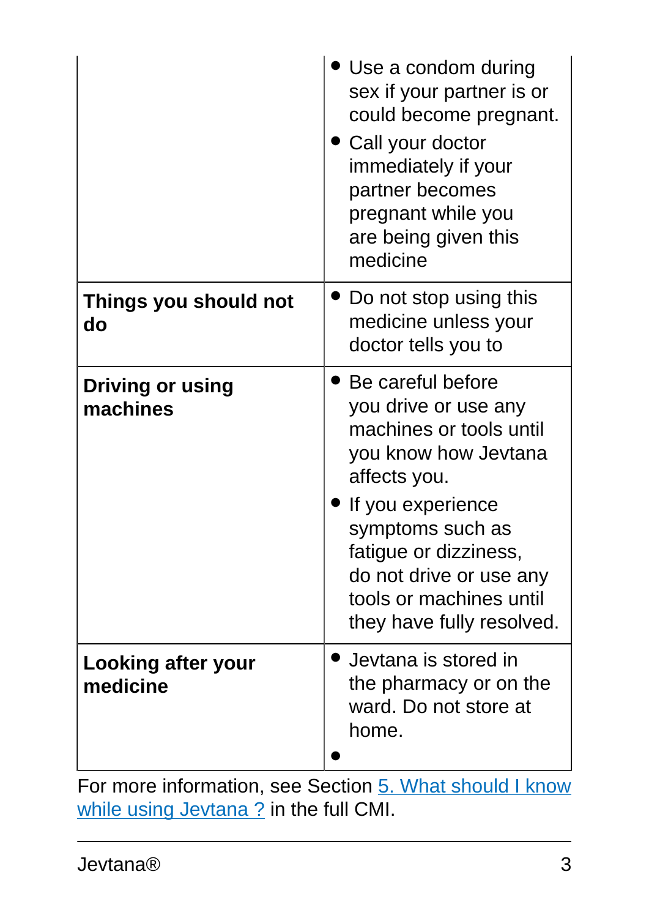| | |
|---|---|
| | • Use a condom during sex if your partner is or could become pregnant.<br>• Call your doctor immediately if your partner becomes pregnant while you are being given this medicine |
| **Things you should not do** | • Do not stop using this medicine unless your doctor tells you to |
| **Driving or using machines** | • Be careful before you drive or use any machines or tools until you know how Jevtana affects you.<br>• If you experience symptoms such as fatigue or dizziness, do not drive or use any tools or machines until they have fully resolved. |
| **Looking after your medicine** | • Jevtana is stored in the pharmacy or on the ward. Do not store at home.<br>• |

For more information, see Section 5. What should I know while using Jevtana ? in the full CMI.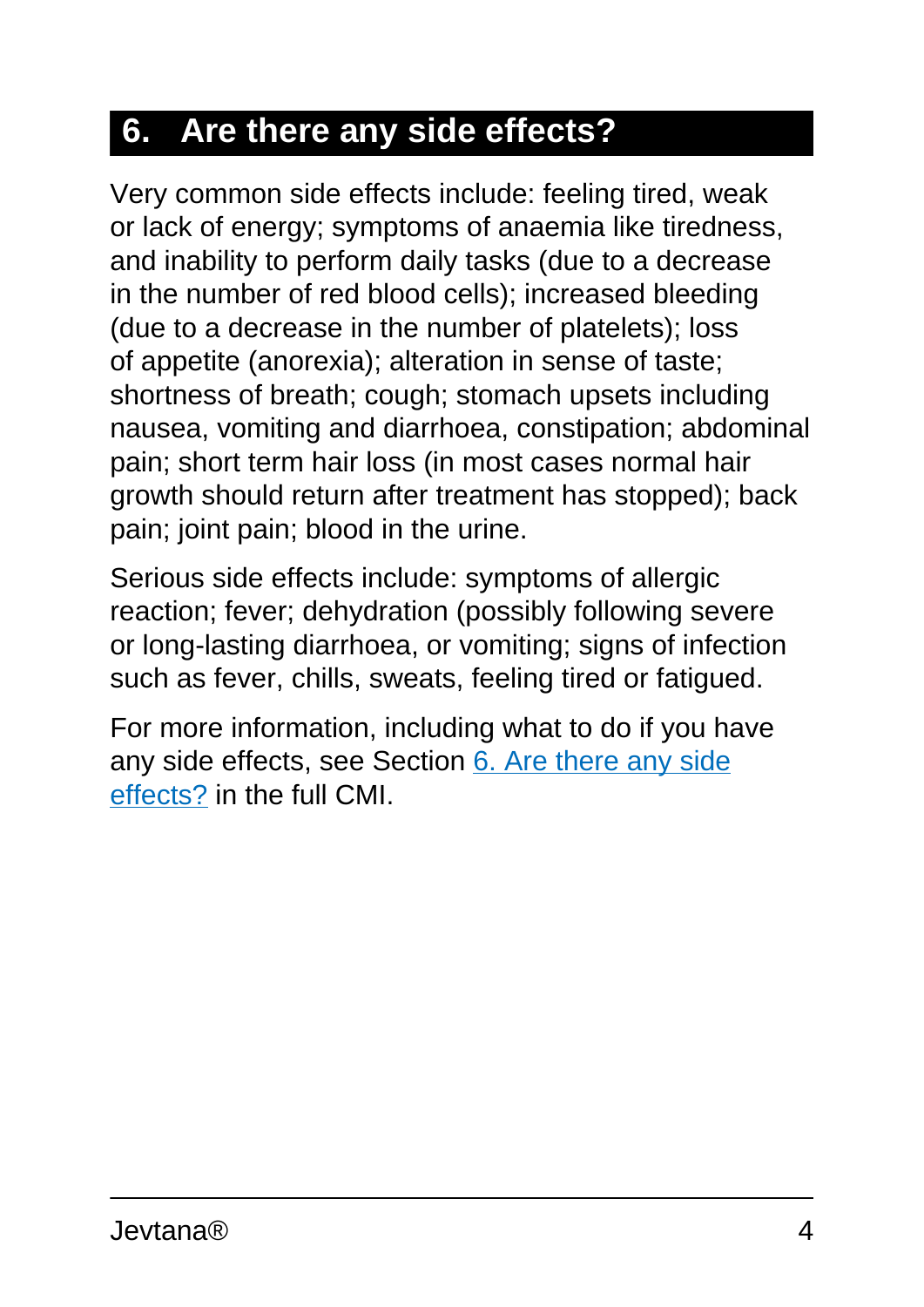## 6. Are there any side effects?

Very common side effects include: feeling tired, weak or lack of energy; symptoms of anaemia like tiredness, and inability to perform daily tasks (due to a decrease in the number of red blood cells); increased bleeding (due to a decrease in the number of platelets); loss of appetite (anorexia); alteration in sense of taste; shortness of breath; cough; stomach upsets including nausea, vomiting and diarrhoea, constipation; abdominal pain; short term hair loss (in most cases normal hair growth should return after treatment has stopped); back pain; joint pain; blood in the urine.

Serious side effects include: symptoms of allergic reaction; fever; dehydration (possibly following severe or long-lasting diarrhoea, or vomiting; signs of infection such as fever, chills, sweats, feeling tired or fatigued.

For more information, including what to do if you have any side effects, see Section 6. Are there any side effects? in the full CMI.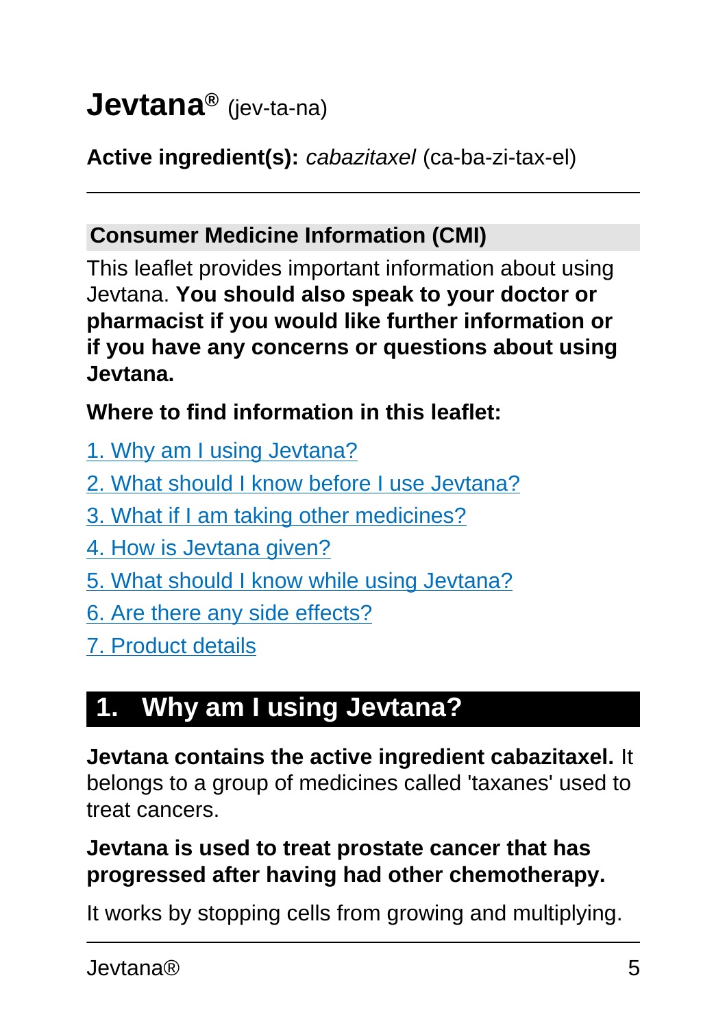# Jevtana® (jev-ta-na)

**Active ingredient(s):** *cabazitaxel* (ca-ba-zi-tax-el)

---

## Consumer Medicine Information (CMI)

This leaflet provides important information about using Jevtana. **You should also speak to your doctor or pharmacist if you would like further information or if you have any concerns or questions about using Jevtana.**

**Where to find information in this leaflet:**

1. Why am I using Jevtana?
2. What should I know before I use Jevtana?
3. What if I am taking other medicines?
4. How is Jevtana given?
5. What should I know while using Jevtana?
6. Are there any side effects?
7. Product details

## 1. Why am I using Jevtana?

**Jevtana contains the active ingredient cabazitaxel.** It belongs to a group of medicines called 'taxanes' used to treat cancers.

**Jevtana is used to treat prostate cancer that has progressed after having had other chemotherapy.**

It works by stopping cells from growing and multiplying.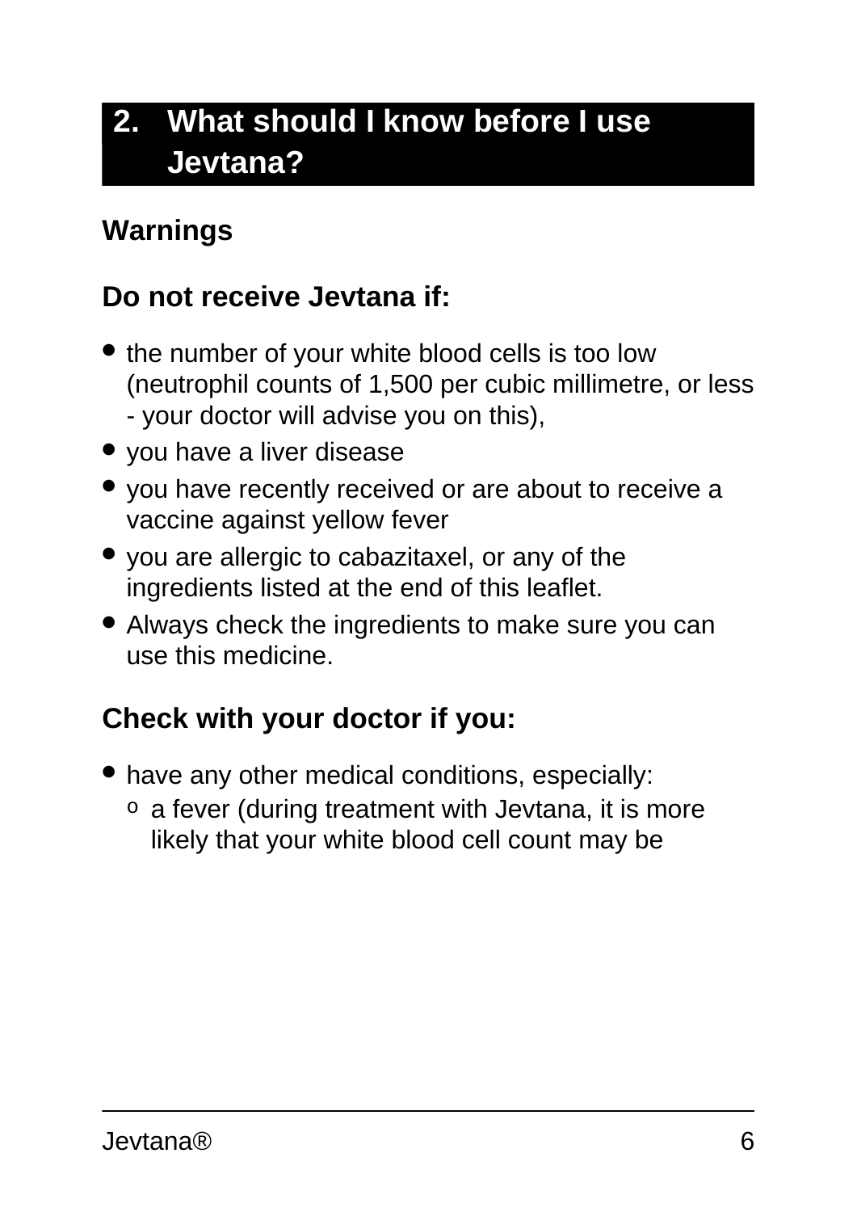## 2. What should I know before I use Jevtana?

### Warnings

### Do not receive Jevtana if:

- the number of your white blood cells is too low (neutrophil counts of 1,500 per cubic millimetre, or less - your doctor will advise you on this),
- you have a liver disease
- you have recently received or are about to receive a vaccine against yellow fever
- you are allergic to cabazitaxel, or any of the ingredients listed at the end of this leaflet.
- Always check the ingredients to make sure you can use this medicine.

### Check with your doctor if you:

- have any other medical conditions, especially:
    - a fever (during treatment with Jevtana, it is more likely that your white blood cell count may be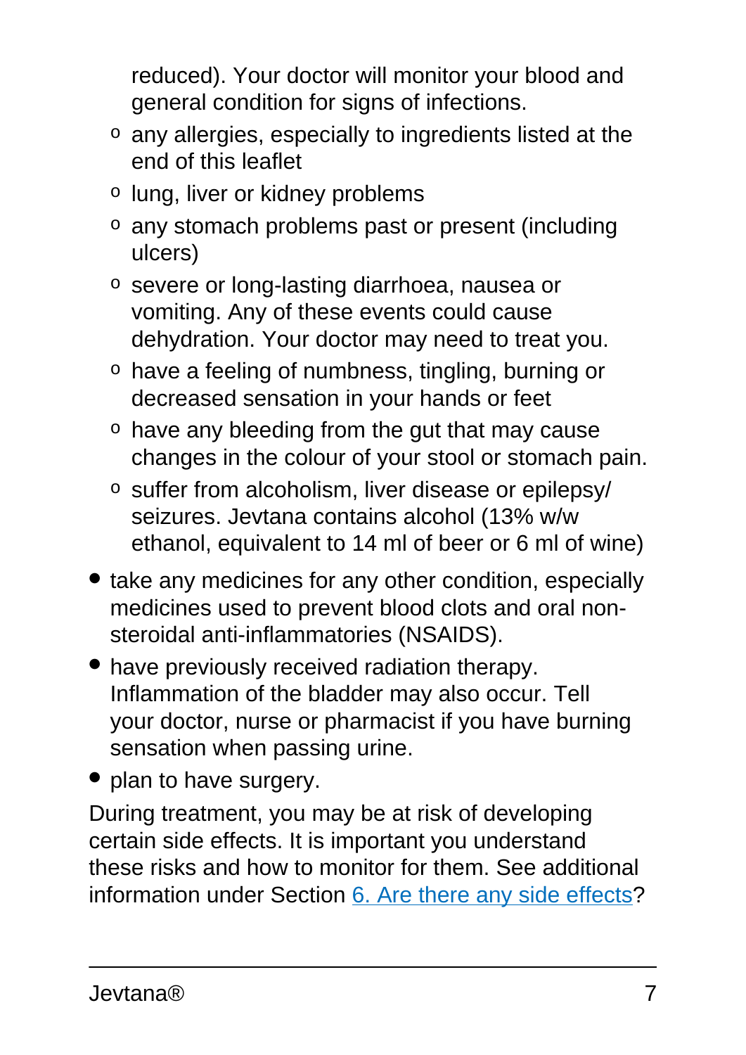reduced). Your doctor will monitor your blood and general condition for signs of infections.

    - any allergies, especially to ingredients listed at the end of this leaflet
    - lung, liver or kidney problems
    - any stomach problems past or present (including ulcers)
    - severe or long-lasting diarrhoea, nausea or vomiting. Any of these events could cause dehydration. Your doctor may need to treat you.
    - have a feeling of numbness, tingling, burning or decreased sensation in your hands or feet
    - have any bleeding from the gut that may cause changes in the colour of your stool or stomach pain.
    - suffer from alcoholism, liver disease or epilepsy/ seizures. Jevtana contains alcohol (13% w/w ethanol, equivalent to 14 ml of beer or 6 ml of wine)

- take any medicines for any other condition, especially medicines used to prevent blood clots and oral non-steroidal anti-inflammatories (NSAIDS).
- have previously received radiation therapy. Inflammation of the bladder may also occur. Tell your doctor, nurse or pharmacist if you have burning sensation when passing urine.
- plan to have surgery.

During treatment, you may be at risk of developing certain side effects. It is important you understand these risks and how to monitor for them. See additional information under Section 6. Are there any side effects?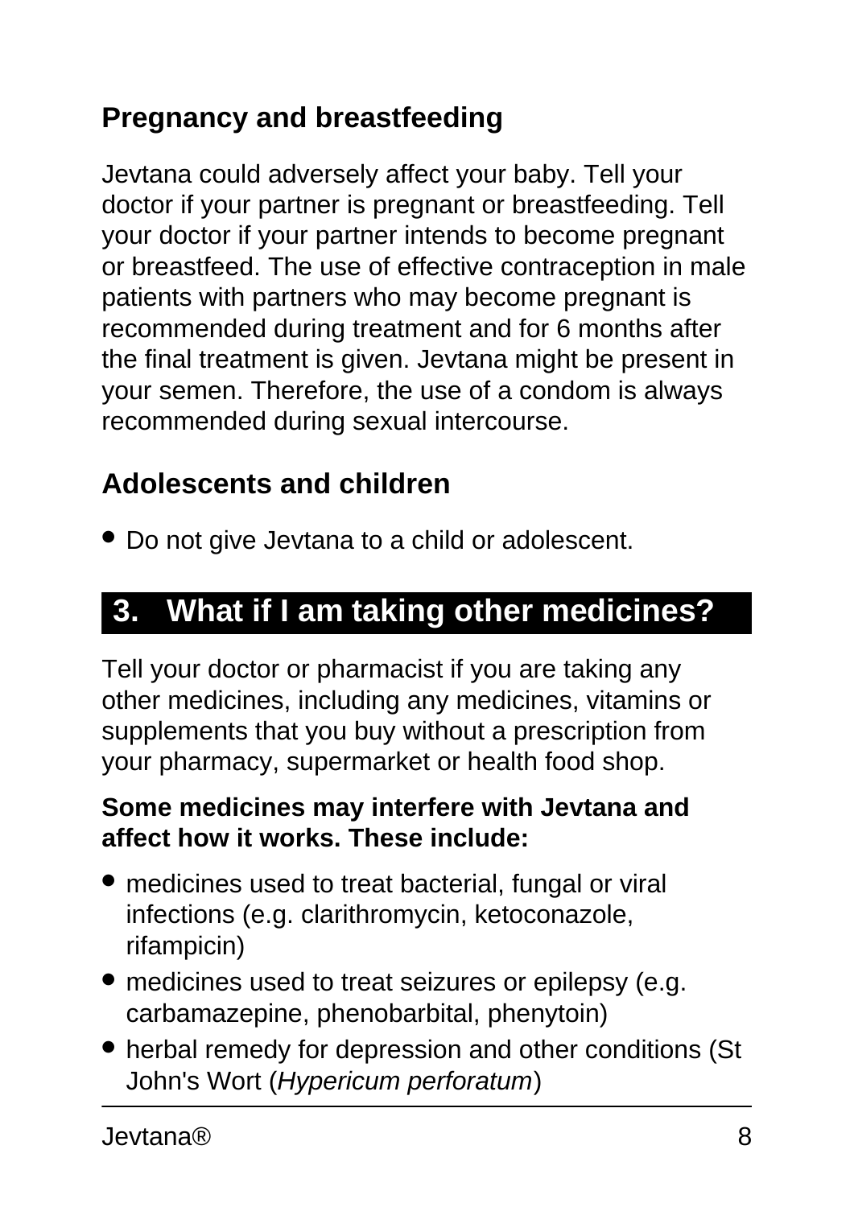### Pregnancy and breastfeeding

Jevtana could adversely affect your baby. Tell your doctor if your partner is pregnant or breastfeeding. Tell your doctor if your partner intends to become pregnant or breastfeed. The use of effective contraception in male patients with partners who may become pregnant is recommended during treatment and for 6 months after the final treatment is given. Jevtana might be present in your semen. Therefore, the use of a condom is always recommended during sexual intercourse.

### Adolescents and children

- Do not give Jevtana to a child or adolescent.

## 3. What if I am taking other medicines?

Tell your doctor or pharmacist if you are taking any other medicines, including any medicines, vitamins or supplements that you buy without a prescription from your pharmacy, supermarket or health food shop.

**Some medicines may interfere with Jevtana and affect how it works. These include:**

- medicines used to treat bacterial, fungal or viral infections (e.g. clarithromycin, ketoconazole, rifampicin)
- medicines used to treat seizures or epilepsy (e.g. carbamazepine, phenobarbital, phenytoin)
- herbal remedy for depression and other conditions (St John's Wort (*Hypericum perforatum*)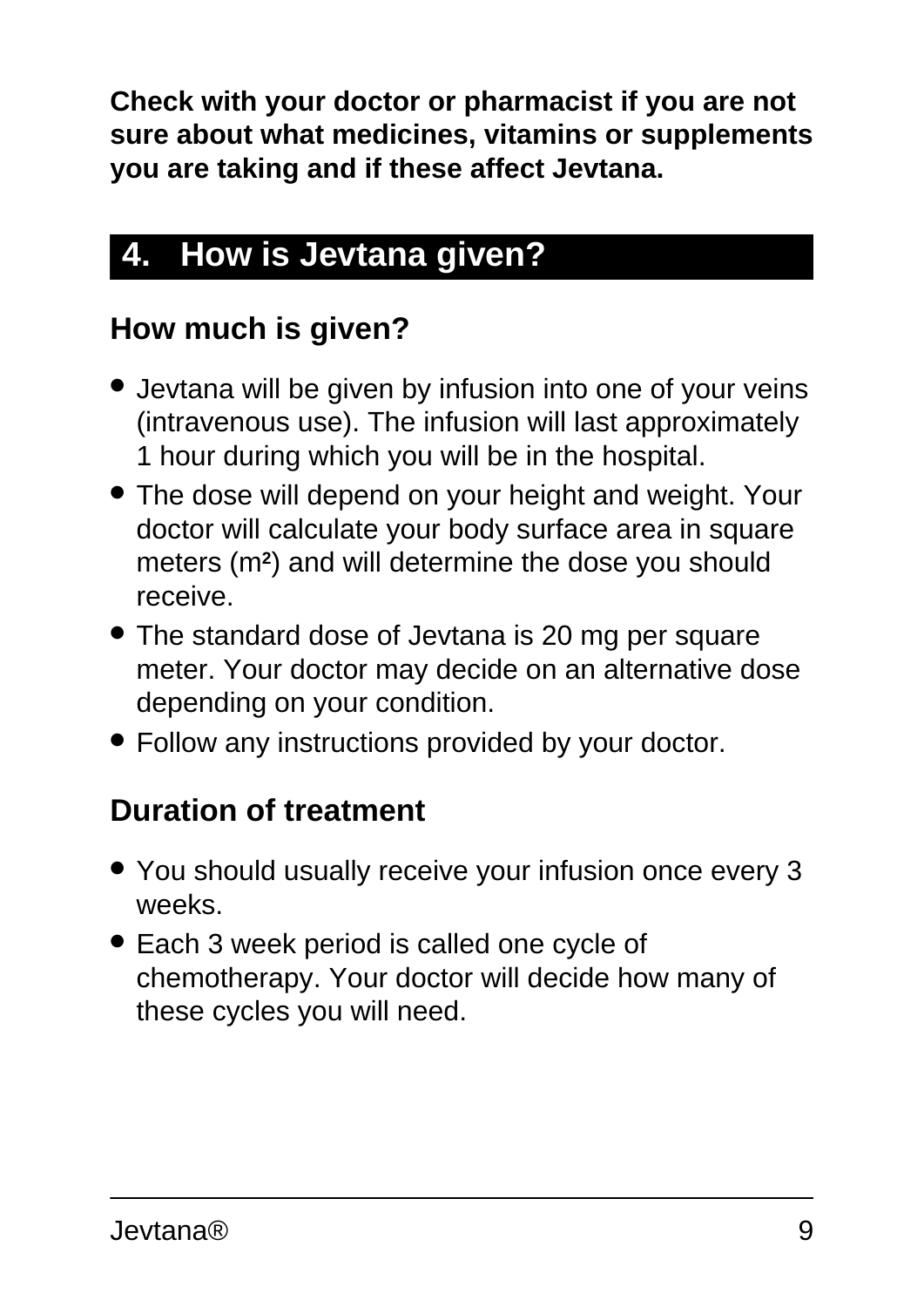**Check with your doctor or pharmacist if you are not sure about what medicines, vitamins or supplements you are taking and if these affect Jevtana.**

## 4. How is Jevtana given?

### How much is given?

- Jevtana will be given by infusion into one of your veins (intravenous use). The infusion will last approximately 1 hour during which you will be in the hospital.
- The dose will depend on your height and weight. Your doctor will calculate your body surface area in square meters ($m^2$) and will determine the dose you should receive.
- The standard dose of Jevtana is 20 mg per square meter. Your doctor may decide on an alternative dose depending on your condition.
- Follow any instructions provided by your doctor.

### Duration of treatment

- You should usually receive your infusion once every 3 weeks.
- Each 3 week period is called one cycle of chemotherapy. Your doctor will decide how many of these cycles you will need.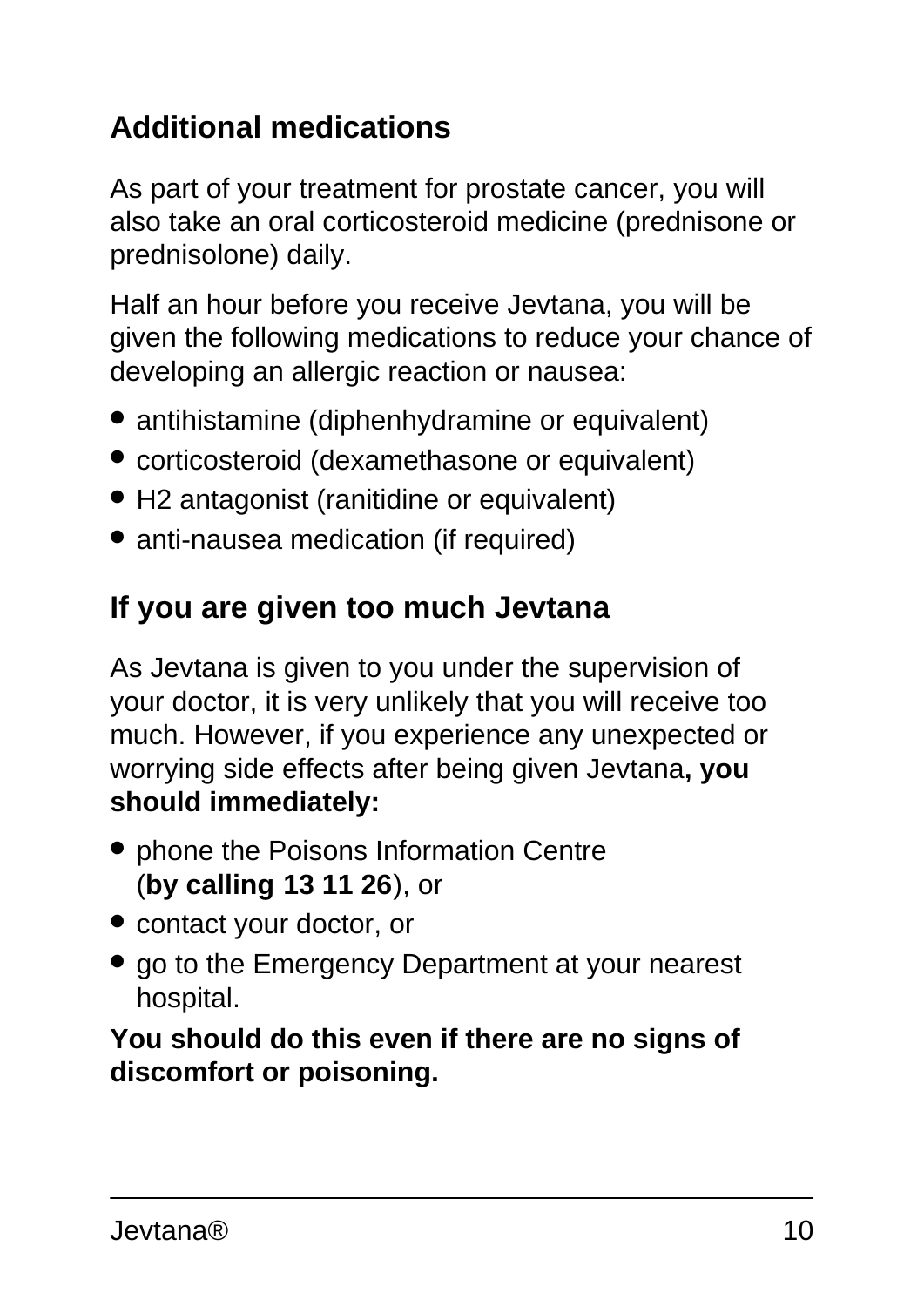## Additional medications

As part of your treatment for prostate cancer, you will also take an oral corticosteroid medicine (prednisone or prednisolone) daily.

Half an hour before you receive Jevtana, you will be given the following medications to reduce your chance of developing an allergic reaction or nausea:

- antihistamine (diphenhydramine or equivalent)
- corticosteroid (dexamethasone or equivalent)
- H2 antagonist (ranitidine or equivalent)
- anti-nausea medication (if required)

## If you are given too much Jevtana

As Jevtana is given to you under the supervision of your doctor, it is very unlikely that you will receive too much. However, if you experience any unexpected or worrying side effects after being given Jevtana**, you should immediately:**

- phone the Poisons Information Centre (**by calling 13 11 26**), or
- contact your doctor, or
- go to the Emergency Department at your nearest hospital.

**You should do this even if there are no signs of discomfort or poisoning.**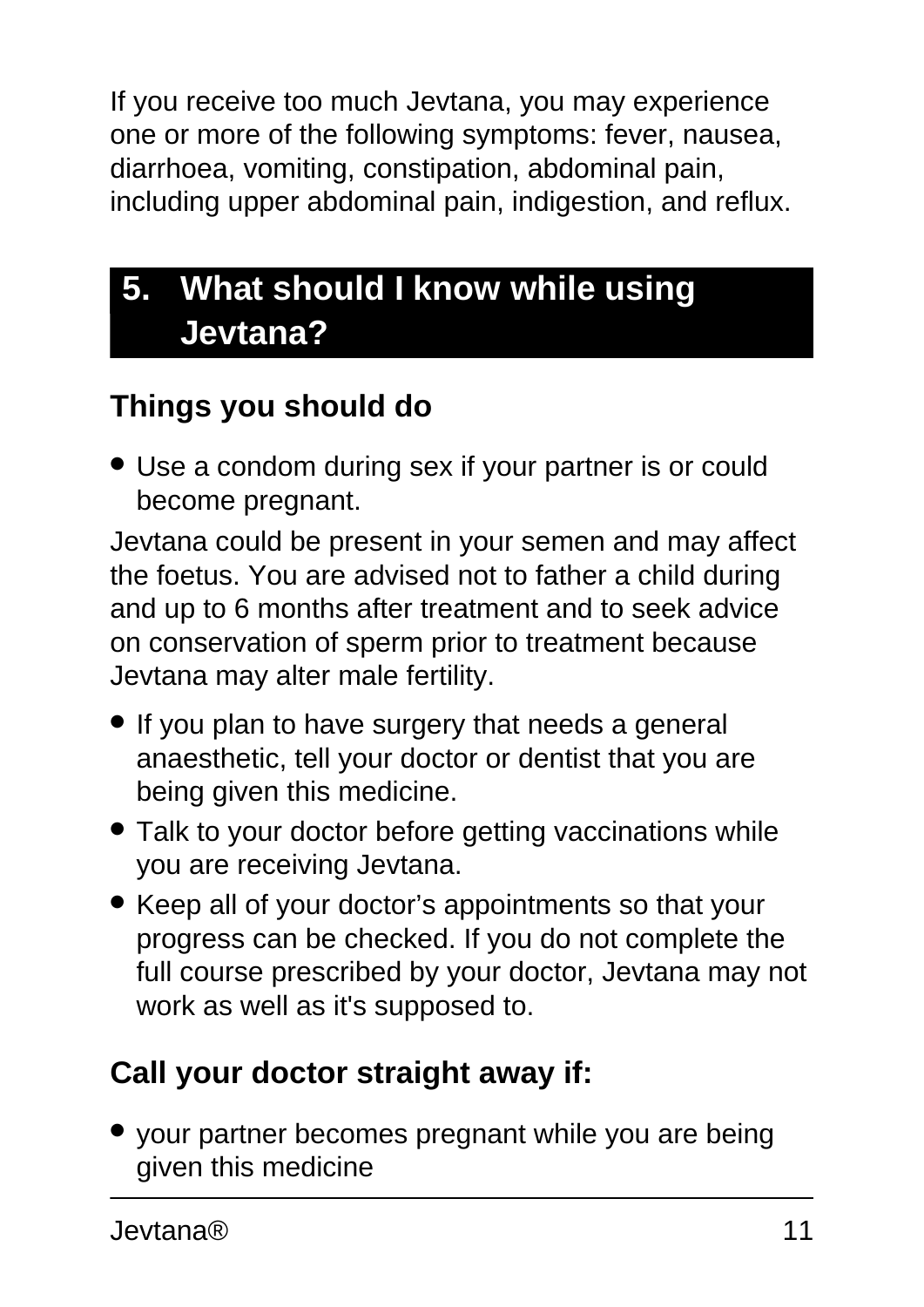If you receive too much Jevtana, you may experience one or more of the following symptoms: fever, nausea, diarrhoea, vomiting, constipation, abdominal pain, including upper abdominal pain, indigestion, and reflux.

# 5. What should I know while using Jevtana?

## Things you should do

- Use a condom during sex if your partner is or could become pregnant.

Jevtana could be present in your semen and may affect the foetus. You are advised not to father a child during and up to 6 months after treatment and to seek advice on conservation of sperm prior to treatment because Jevtana may alter male fertility.

- If you plan to have surgery that needs a general anaesthetic, tell your doctor or dentist that you are being given this medicine.
- Talk to your doctor before getting vaccinations while you are receiving Jevtana.
- Keep all of your doctor's appointments so that your progress can be checked. If you do not complete the full course prescribed by your doctor, Jevtana may not work as well as it's supposed to.

## Call your doctor straight away if:

- your partner becomes pregnant while you are being given this medicine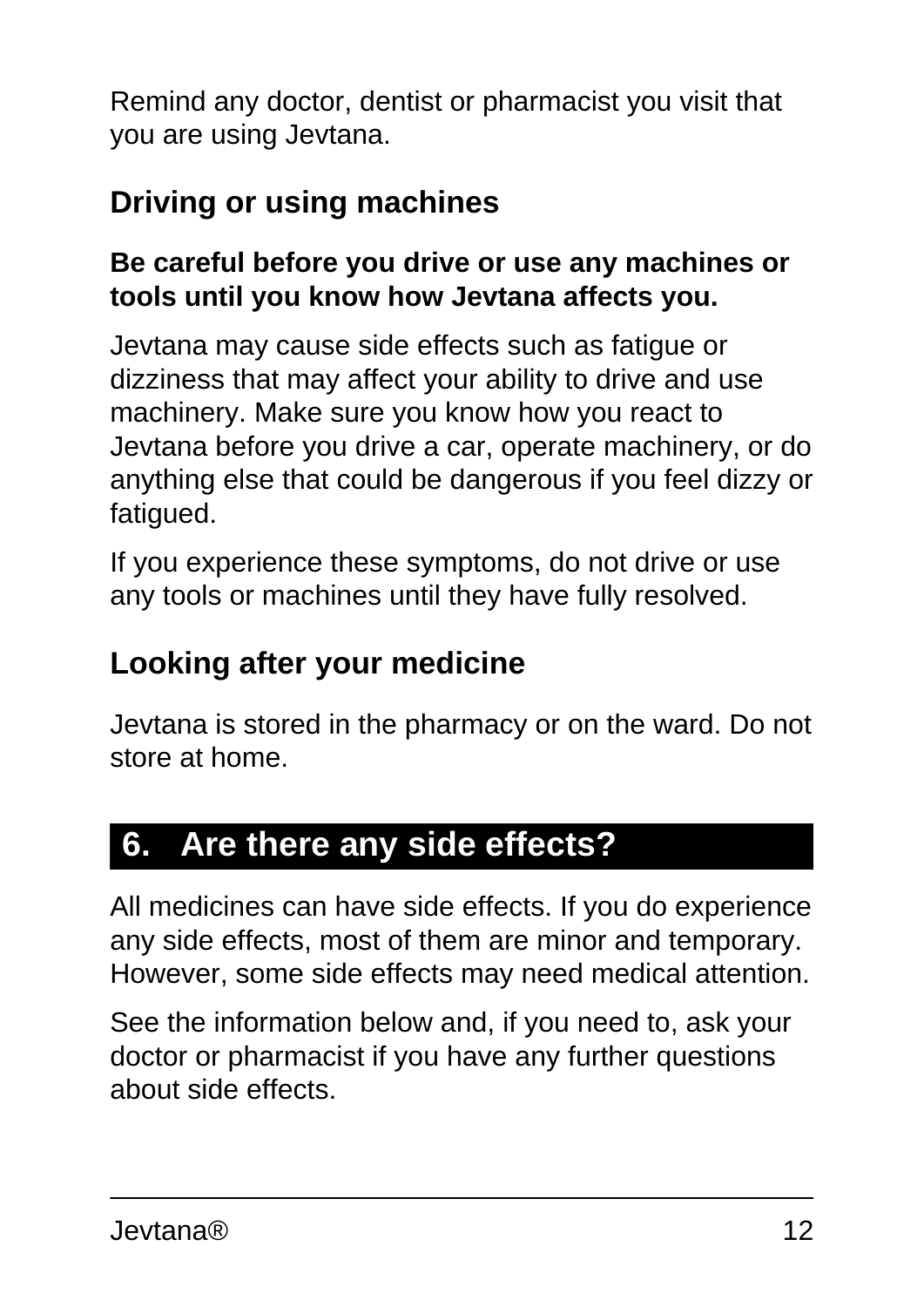Remind any doctor, dentist or pharmacist you visit that you are using Jevtana.

### Driving or using machines

**Be careful before you drive or use any machines or tools until you know how Jevtana affects you.**

Jevtana may cause side effects such as fatigue or dizziness that may affect your ability to drive and use machinery. Make sure you know how you react to Jevtana before you drive a car, operate machinery, or do anything else that could be dangerous if you feel dizzy or fatigued.

If you experience these symptoms, do not drive or use any tools or machines until they have fully resolved.

### Looking after your medicine

Jevtana is stored in the pharmacy or on the ward. Do not store at home.

## 6. Are there any side effects?

All medicines can have side effects. If you do experience any side effects, most of them are minor and temporary. However, some side effects may need medical attention.

See the information below and, if you need to, ask your doctor or pharmacist if you have any further questions about side effects.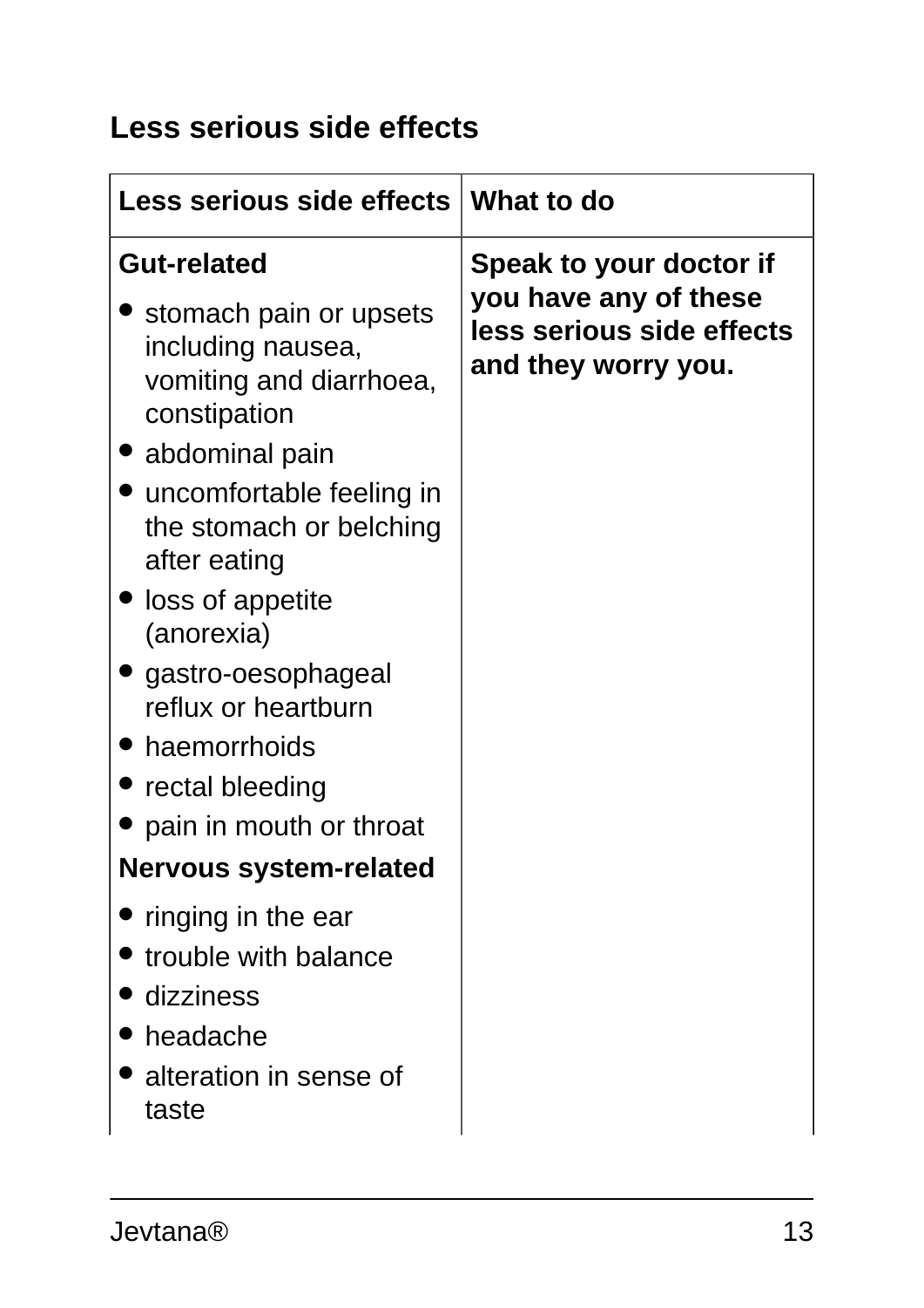## Less serious side effects

| Less serious side effects | What to do |
| --- | --- |
| **Gut-related**<br>• stomach pain or upsets including nausea, vomiting and diarrhoea, constipation<br>• abdominal pain<br>• uncomfortable feeling in the stomach or belching after eating<br>• loss of appetite (anorexia)<br>• gastro-oesophageal reflux or heartburn<br>• haemorrhoids<br>• rectal bleeding<br>• pain in mouth or throat<br>**Nervous system-related**<br>• ringing in the ear<br>• trouble with balance<br>• dizziness<br>• headache<br>• alteration in sense of taste | **Speak to your doctor if you have any of these less serious side effects and they worry you.** |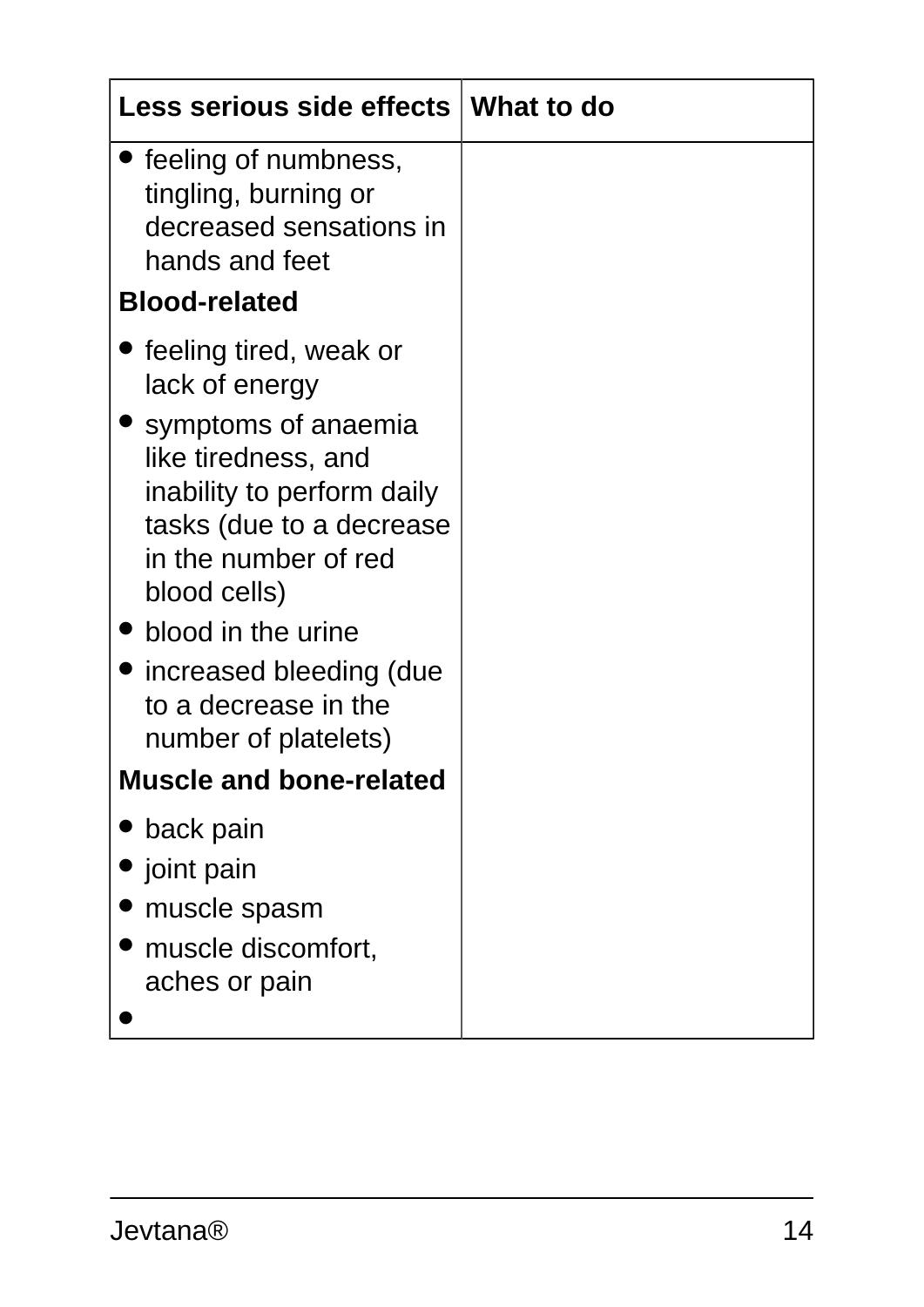| Less serious side effects | What to do |
|---|---|
| • feeling of numbness, tingling, burning or decreased sensations in hands and feet<br>**Blood-related**<br>• feeling tired, weak or lack of energy<br>• symptoms of anaemia like tiredness, and inability to perform daily tasks (due to a decrease in the number of red blood cells)<br>• blood in the urine<br>• increased bleeding (due to a decrease in the number of platelets)<br>**Muscle and bone-related**<br>• back pain<br>• joint pain<br>• muscle spasm<br>• muscle discomfort, aches or pain<br>• | |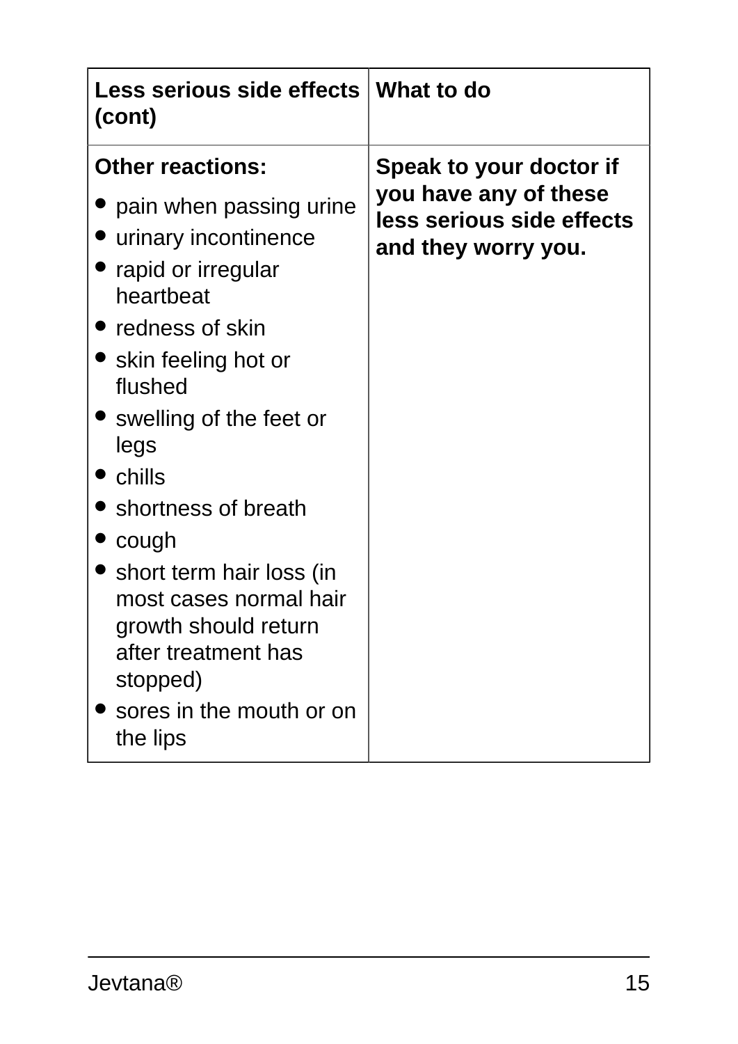| Less serious side effects (cont) | What to do |
|---|---|
| **Other reactions:**<br>• pain when passing urine<br>• urinary incontinence<br>• rapid or irregular heartbeat<br>• redness of skin<br>• skin feeling hot or flushed<br>• swelling of the feet or legs<br>• chills<br>• shortness of breath<br>• cough<br>• short term hair loss (in most cases normal hair growth should return after treatment has stopped)<br>• sores in the mouth or on the lips | **Speak to your doctor if you have any of these less serious side effects and they worry you.** |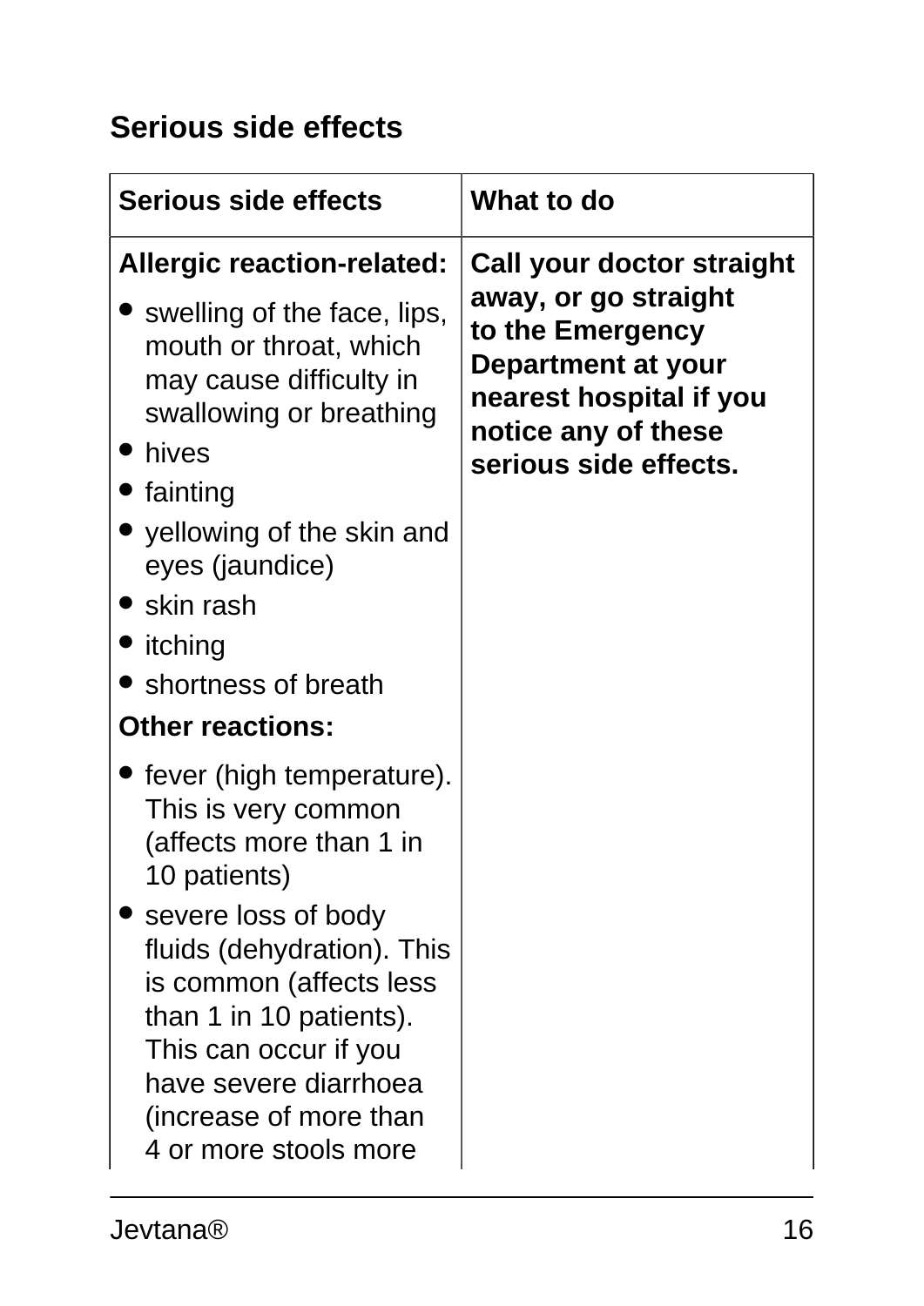## Serious side effects

| Serious side effects | What to do |
| --- | --- |
| **Allergic reaction-related:**<br>• swelling of the face, lips, mouth or throat, which may cause difficulty in swallowing or breathing<br>• hives<br>• fainting<br>• yellowing of the skin and eyes (jaundice)<br>• skin rash<br>• itching<br>• shortness of breath<br>**Other reactions:**<br>• fever (high temperature). This is very common (affects more than 1 in 10 patients)<br>• severe loss of body fluids (dehydration). This is common (affects less than 1 in 10 patients). This can occur if you have severe diarrhoea (increase of more than 4 or more stools more | **Call your doctor straight away, or go straight to the Emergency Department at your nearest hospital if you notice any of these serious side effects.** |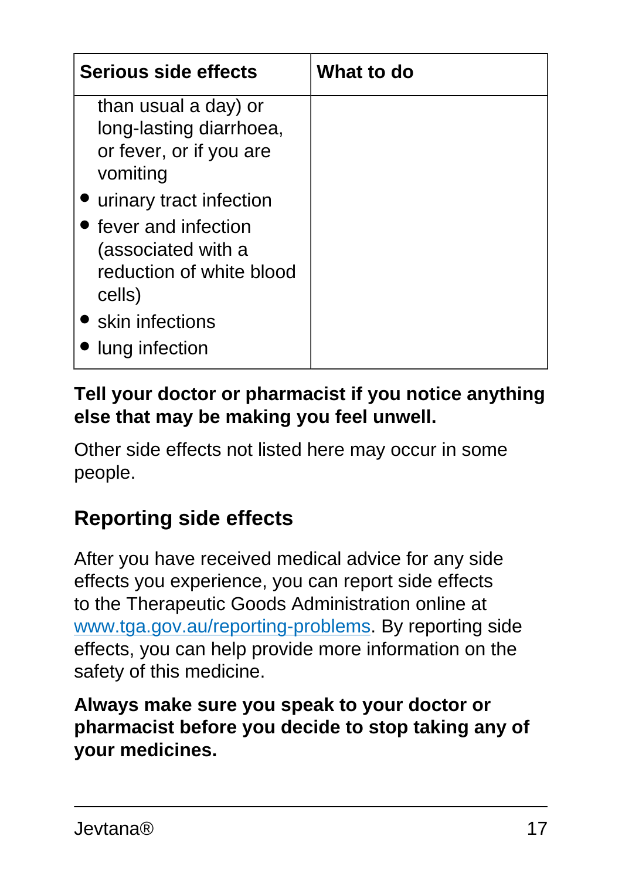| Serious side effects | What to do |
|---|---|
| than usual a day) or long-lasting diarrhoea, or fever, or if you are vomiting<br>• urinary tract infection<br>• fever and infection (associated with a reduction of white blood cells)<br>• skin infections<br>• lung infection | |

**Tell your doctor or pharmacist if you notice anything else that may be making you feel unwell.**

Other side effects not listed here may occur in some people.

## Reporting side effects

After you have received medical advice for any side effects you experience, you can report side effects to the Therapeutic Goods Administration online at [www.tga.gov.au/reporting-problems](http://www.tga.gov.au/reporting-problems). By reporting side effects, you can help provide more information on the safety of this medicine.

**Always make sure you speak to your doctor or pharmacist before you decide to stop taking any of your medicines.**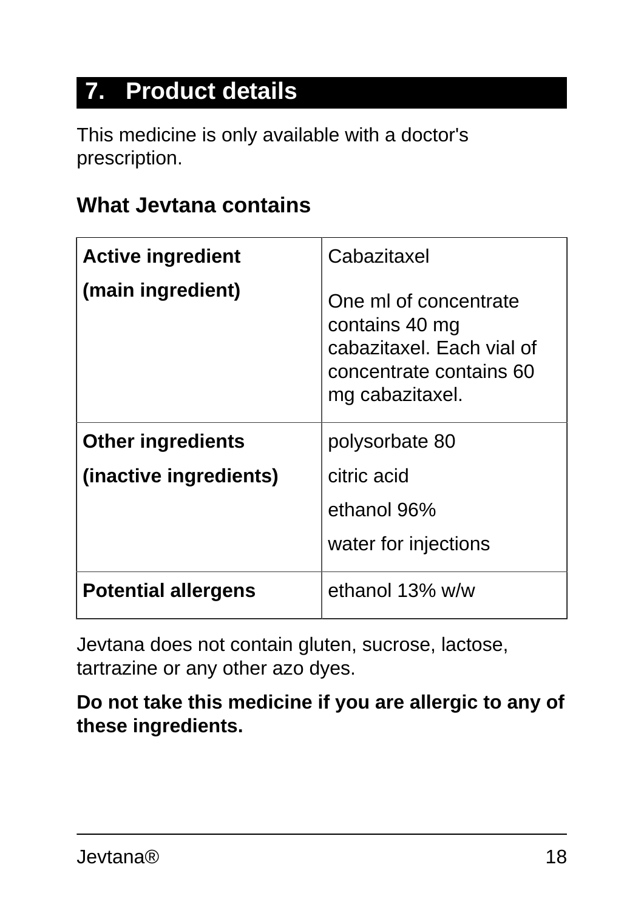## 7. Product details

This medicine is only available with a doctor's prescription.

### What Jevtana contains

| | |
|---|---|
| **Active ingredient**<br>**(main ingredient)** | Cabazitaxel<br>One ml of concentrate contains 40 mg cabazitaxel. Each vial of concentrate contains 60 mg cabazitaxel. |
| **Other ingredients**<br>**(inactive ingredients)** | polysorbate 80<br>citric acid<br>ethanol 96%<br>water for injections |
| **Potential allergens** | ethanol 13% w/w |

Jevtana does not contain gluten, sucrose, lactose, tartrazine or any other azo dyes.

**Do not take this medicine if you are allergic to any of these ingredients.**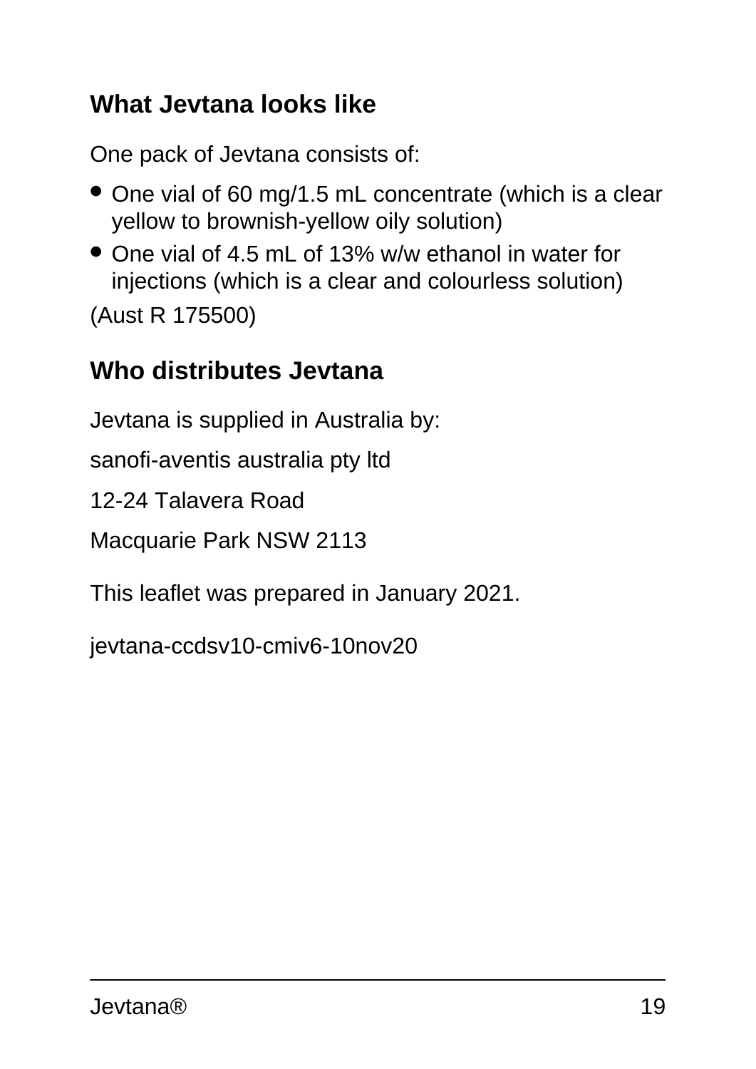## What Jevtana looks like

One pack of Jevtana consists of:

- One vial of 60 mg/1.5 mL concentrate (which is a clear yellow to brownish-yellow oily solution)
- One vial of 4.5 mL of 13% w/w ethanol in water for injections (which is a clear and colourless solution)

(Aust R 175500)

## Who distributes Jevtana

Jevtana is supplied in Australia by:

sanofi-aventis australia pty ltd

12-24 Talavera Road

Macquarie Park NSW 2113

This leaflet was prepared in January 2021.

jevtana-ccdsv10-cmiv6-10nov20